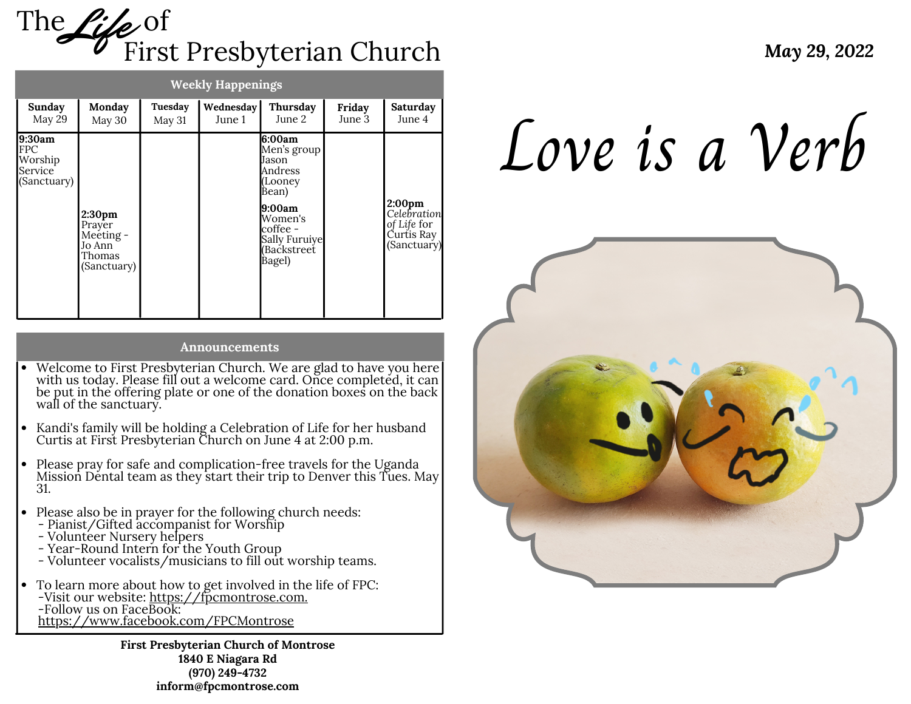# The *Life* of First Presbyterian Church

**May 29, 2022**

## Weekly Happenings

| Sunday May 29 | Monday May 30 | Tuesday May 31 | Wednesday June 1 | Thursday June 2 | Friday June 3 | Saturday June 4 |
|---|---|---|---|---|---|---|
| **9:30am** FPC Worship Service (Sanctuary) | **2:30pm** Prayer Meeting - Jo Ann Thomas (Sanctuary) | | | **6:00am** Men's group Jason Andress (Looney Bean) **9:00am** Women's coffee - Sally Furuiye (Backstreet Bagel) | | **2:00pm** *Celebration of Life* for Curtis Ray (Sanctuary) |

## Announcements

- Welcome to First Presbyterian Church. We are glad to have you here with us today. Please fill out a welcome card. Once completed, it can be put in the offering plate or one of the donation boxes on the back wall of the sanctuary.
- Kandi's family will be holding a Celebration of Life for her husband Curtis at First Presbyterian Church on June 4 at 2:00 p.m.
- Please pray for safe and complication-free travels for the Uganda Mission Dental team as they start their trip to Denver this Tues. May 31.
- Please also be in prayer for the following church needs:
  - Pianist/Gifted accompanist for Worship
  - Volunteer Nursery helpers
  - Year-Round Intern for the Youth Group
  - Volunteer vocalists/musicians to fill out worship teams.
- To learn more about how to get involved in the life of FPC:
  -Visit our website: https://fpcmontrose.com.
  -Follow us on FaceBook: https://www.facebook.com/FPCMontrose

**First Presbyterian Church of Montrose**
**1840 E Niagara Rd**
**(970) 249-4732**
**inform@fpcmontrose.com**

# *Love is a Verb*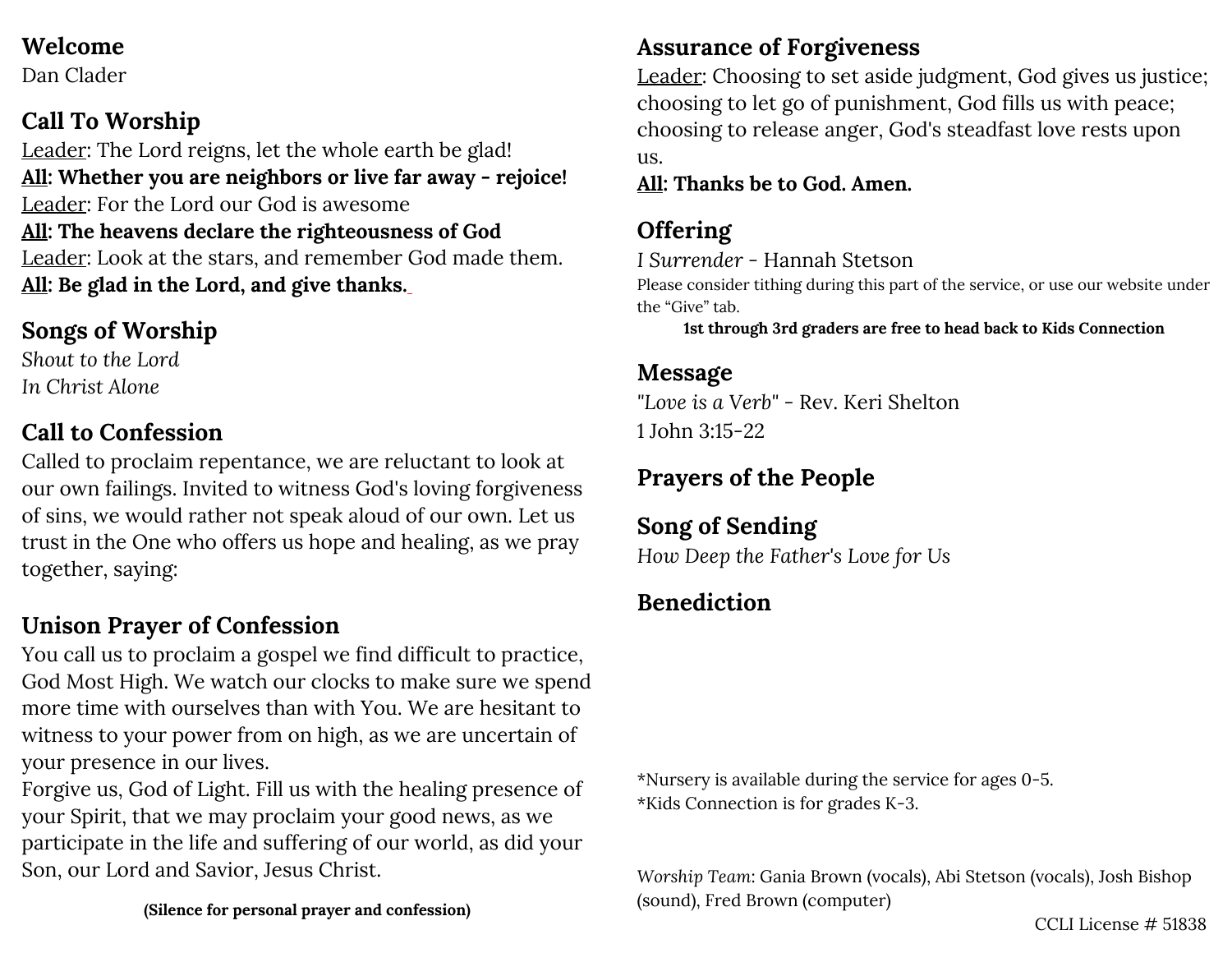## Welcome

Dan Clader

## Call To Worship

Leader: The Lord reigns, let the whole earth be glad!
**All: Whether you are neighbors or live far away - rejoice!**
Leader: For the Lord our God is awesome
**All: The heavens declare the righteousness of God**
Leader: Look at the stars, and remember God made them.
**All: Be glad in the Lord, and give thanks.**

## Songs of Worship

*Shout to the Lord*
*In Christ Alone*

## Call to Confession

Called to proclaim repentance, we are reluctant to look at our own failings. Invited to witness God's loving forgiveness of sins, we would rather not speak aloud of our own. Let us trust in the One who offers us hope and healing, as we pray together, saying:

## Unison Prayer of Confession

You call us to proclaim a gospel we find difficult to practice, God Most High. We watch our clocks to make sure we spend more time with ourselves than with You. We are hesitant to witness to your power from on high, as we are uncertain of your presence in our lives.
Forgive us, God of Light. Fill us with the healing presence of your Spirit, that we may proclaim your good news, as we participate in the life and suffering of our world, as did your Son, our Lord and Savior, Jesus Christ.

**(Silence for personal prayer and confession)**

## Assurance of Forgiveness

Leader: Choosing to set aside judgment, God gives us justice; choosing to let go of punishment, God fills us with peace; choosing to release anger, God's steadfast love rests upon us.
**All: Thanks be to God. Amen.**

## Offering

*I Surrender* - Hannah Stetson
Please consider tithing during this part of the service, or use our website under the "Give" tab.

**1st through 3rd graders are free to head back to Kids Connection**

## Message

"*Love is a Verb*" - Rev. Keri Shelton
1 John 3:15-22

## Prayers of the People

## Song of Sending

*How Deep the Father's Love for Us*

## Benediction

*Nursery is available during the service for ages 0-5.
*Kids Connection is for grades K-3.

*Worship Team*: Gania Brown (vocals), Abi Stetson (vocals), Josh Bishop (sound), Fred Brown (computer)

CCLI License # 51838